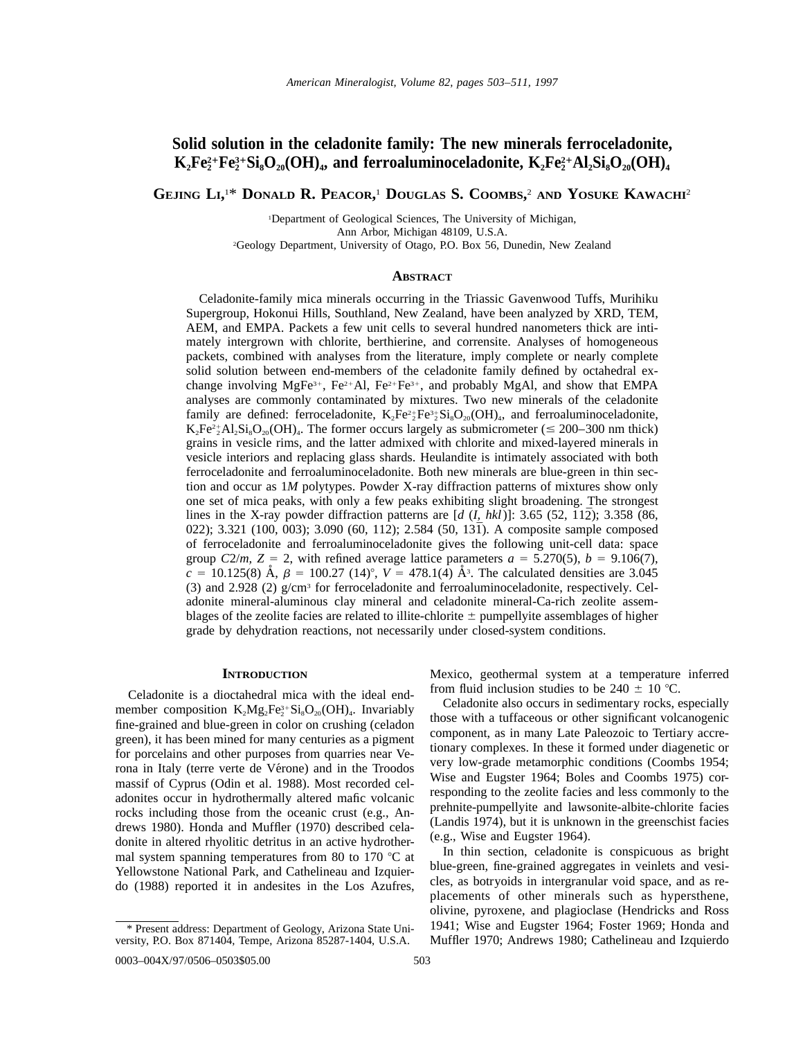# Solid solution in the celadonite family: The new minerals ferroceladonite, $K_2Fe^{2+}_2Fe^{3+}_2Si_8O_{20}(OH)_4$, and ferroaluminoceladonite, $K_2Fe^{2+}_2Al_2Si_8O_{20}(OH)_4$

**Gejing Li,[1]\* Donald R. Peacor,[1] Douglas S. Coombs,[2] and Yosuke Kawachi[2]**

[1]Department of Geological Sciences, The University of Michigan, Ann Arbor, Michigan 48109, U.S.A.
[2]Geology Department, University of Otago, P.O. Box 56, Dunedin, New Zealand

## Abstract

Celadonite-family mica minerals occurring in the Triassic Gavenwood Tuffs, Murihiku Supergroup, Hokonui Hills, Southland, New Zealand, have been analyzed by XRD, TEM, AEM, and EMPA. Packets a few unit cells to several hundred nanometers thick are intimately intergrown with chlorite, berthierine, and corrensite. Analyses of homogeneous packets, combined with analyses from the literature, imply complete or nearly complete solid solution between end-members of the celadonite family defined by octahedral exchange involving $MgFe^{3+}$, $Fe^{2+}Al$, $Fe^{2+}Fe^{3+}$, and probably MgAl, and show that EMPA analyses are commonly contaminated by mixtures. Two new minerals of the celadonite family are defined: ferroceladonite, $K_2Fe^{2+}_2Fe^{3+}_2Si_8O_{20}(OH)_4$, and ferroaluminoceladonite, $K_2Fe^{2+}_2Al_2Si_8O_{20}(OH)_4$. The former occurs largely as submicrometer (≤ 200–300 nm thick) grains in vesicle rims, and the latter admixed with chlorite and mixed-layered minerals in vesicle interiors and replacing glass shards. Heulandite is intimately associated with both ferroceladonite and ferroaluminoceladonite. Both new minerals are blue-green in thin section and occur as 1*M* polytypes. Powder X-ray diffraction patterns of mixtures show only one set of mica peaks, with only a few peaks exhibiting slight broadening. The strongest lines in the X-ray powder diffraction patterns are [*d* (*I*, *hkl*)]: 3.65 (52, $11\overline{2}$); 3.358 (86, 022); 3.321 (100, 003); 3.090 (60, 112); 2.584 (50, $13\overline{1}$). A composite sample composed of ferroceladonite and ferroaluminoceladonite gives the following unit-cell data: space group *C*2/*m*, *Z* = 2, with refined average lattice parameters *a* = 5.270(5), *b* = 9.106(7), *c* = 10.125(8) Å, β = 100.27 (14)°, *V* = 478.1(4) Å³. The calculated densities are 3.045 (3) and 2.928 (2) g/cm³ for ferroceladonite and ferroaluminoceladonite, respectively. Celadonite mineral-aluminous clay mineral and celadonite mineral-Ca-rich zeolite assemblages of the zeolite facies are related to illite-chlorite ± pumpellyite assemblages of higher grade by dehydration reactions, not necessarily under closed-system conditions.

## Introduction

Celadonite is a dioctahedral mica with the ideal end-member composition $K_2Mg_2Fe^{3+}_2Si_8O_{20}(OH)_4$. Invariably fine-grained and blue-green in color on crushing (celadon green), it has been mined for many centuries as a pigment for porcelains and other purposes from quarries near Verona in Italy (terre verte de Vérone) and in the Troodos massif of Cyprus (Odin et al. 1988). Most recorded celadonites occur in hydrothermally altered mafic volcanic rocks including those from the oceanic crust (e.g., Andrews 1980). Honda and Muffler (1970) described celadonite in altered rhyolitic detritus in an active hydrothermal system spanning temperatures from 80 to 170 °C at Yellowstone National Park, and Cathelineau and Izquierdo (1988) reported it in andesites in the Los Azufres, Mexico, geothermal system at a temperature inferred from fluid inclusion studies to be 240 ± 10 °C.

Celadonite also occurs in sedimentary rocks, especially those with a tuffaceous or other significant volcanogenic component, as in many Late Paleozoic to Tertiary accretionary complexes. In these it formed under diagenetic or very low-grade metamorphic conditions (Coombs 1954; Wise and Eugster 1964; Boles and Coombs 1975) corresponding to the zeolite facies and less commonly to the prehnite-pumpellyite and lawsonite-albite-chlorite facies (Landis 1974), but it is unknown in the greenschist facies (e.g., Wise and Eugster 1964).

In thin section, celadonite is conspicuous as bright blue-green, fine-grained aggregates in veinlets and vesicles, as botryoids in intergranular void space, and as replacements of other minerals such as hypersthene, olivine, pyroxene, and plagioclase (Hendricks and Ross 1941; Wise and Eugster 1964; Foster 1969; Honda and Muffler 1970; Andrews 1980; Cathelineau and Izquierdo

\* Present address: Department of Geology, Arizona State University, P.O. Box 871404, Tempe, Arizona 85287-1404, U.S.A.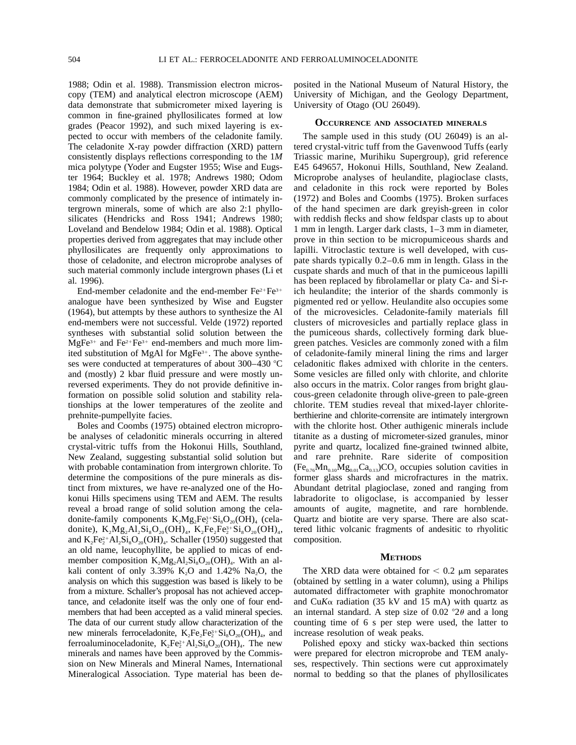1988; Odin et al. 1988). Transmission electron microscopy (TEM) and analytical electron microscope (AEM) data demonstrate that submicrometer mixed layering is common in fine-grained phyllosilicates formed at low grades (Peacor 1992), and such mixed layering is expected to occur with members of the celadonite family. The celadonite X-ray powder diffraction (XRD) pattern consistently displays reflections corresponding to the 1*M* mica polytype (Yoder and Eugster 1955; Wise and Eugster 1964; Buckley et al. 1978; Andrews 1980; Odom 1984; Odin et al. 1988). However, powder XRD data are commonly complicated by the presence of intimately intergrown minerals, some of which are also 2:1 phyllosilicates (Hendricks and Ross 1941; Andrews 1980; Loveland and Bendelow 1984; Odin et al. 1988). Optical properties derived from aggregates that may include other phyllosilicates are frequently only approximations to those of celadonite, and electron microprobe analyses of such material commonly include intergrown phases (Li et al. 1996).

End-member celadonite and the end-member $Fe^{2+}Fe^{3+}$ analogue have been synthesized by Wise and Eugster (1964), but attempts by these authors to synthesize the Al end-members were not successful. Velde (1972) reported syntheses with substantial solid solution between the $MgFe^{3+}$ and $Fe^{2+}Fe^{3+}$ end-members and much more limited substitution of MgAl for $MgFe^{3+}$. The above syntheses were conducted at temperatures of about 300–430 °C and (mostly) 2 kbar fluid pressure and were mostly unreversed experiments. They do not provide definitive information on possible solid solution and stability relationships at the lower temperatures of the zeolite and prehnite-pumpellyite facies.

Boles and Coombs (1975) obtained electron microprobe analyses of celadonitic minerals occurring in altered crystal-vitric tuffs from the Hokonui Hills, Southland, New Zealand, suggesting substantial solid solution but with probable contamination from intergrown chlorite. To determine the compositions of the pure minerals as distinct from mixtures, we have re-analyzed one of the Hokonui Hills specimens using TEM and AEM. The results reveal a broad range of solid solution among the celadonite-family components $K_2Mg_2Fe^{3+}_2Si_8O_{20}(OH)_4$ (celadonite), $K_2Mg_2Al_2Si_8O_{20}(OH)_4$, $K_2Fe_2Fe^{3+}_2Si_8O_{20}(OH)_4$, and $K_2Fe^{2+}_2Al_2Si_8O_{20}(OH)_4$. Schaller (1950) suggested that an old name, leucophyllite, be applied to micas of end-member composition $K_2Mg_2Al_2Si_8O_{20}(OH)_4$. With an alkali content of only 3.39% $K_2O$ and 1.42% $Na_2O$, the analysis on which this suggestion was based is likely to be from a mixture. Schaller's proposal has not achieved acceptance, and celadonite itself was the only one of four endmembers that had been accepted as a valid mineral species. The data of our current study allow characterization of the new minerals ferroceladonite, $K_2Fe_2Fe^{3+}_2Si_8O_{20}(OH)_4$, and ferroaluminoceladonite, $K_2Fe^{2+}_2Al_2Si_8O_{20}(OH)_4$. The new minerals and names have been approved by the Commission on New Minerals and Mineral Names, International Mineralogical Association. Type material has been deposited in the National Museum of Natural History, the University of Michigan, and the Geology Department, University of Otago (OU 26049).

## Occurrence and associated minerals

The sample used in this study (OU 26049) is an altered crystal-vitric tuff from the Gavenwood Tuffs (early Triassic marine, Murihiku Supergroup), grid reference E45 649657, Hokonui Hills, Southland, New Zealand. Microprobe analyses of heulandite, plagioclase clasts, and celadonite in this rock were reported by Boles (1972) and Boles and Coombs (1975). Broken surfaces of the hand specimen are dark greyish-green in color with reddish flecks and show feldspar clasts up to about 1 mm in length. Larger dark clasts, 1–3 mm in diameter, prove in thin section to be micropumiceous shards and lapilli. Vitroclastic texture is well developed, with cuspate shards typically 0.2–0.6 mm in length. Glass in the cuspate shards and much of that in the pumiceous lapilli has been replaced by fibrolamellar or platy Ca- and Si-rich heulandite; the interior of the shards commonly is pigmented red or yellow. Heulandite also occupies some of the microvesicles. Celadonite-family materials fill clusters of microvesicles and partially replace glass in the pumiceous shards, collectively forming dark blue-green patches. Vesicles are commonly zoned with a film of celadonite-family mineral lining the rims and larger celadonitic flakes admixed with chlorite in the centers. Some vesicles are filled only with chlorite, and chlorite also occurs in the matrix. Color ranges from bright glaucous-green celadonite through olive-green to pale-green chlorite. TEM studies reveal that mixed-layer chlorite-berthierine and chlorite-corrensite are intimately intergrown with the chlorite host. Other authigenic minerals include titanite as a dusting of micrometer-sized granules, minor pyrite and quartz, localized fine-grained twinned albite, and rare prehnite. Rare siderite of composition $(Fe_{0.76}Mn_{0.10}Mg_{0.01}Ca_{0.13})CO_3$ occupies solution cavities in former glass shards and microfractures in the matrix. Abundant detrital plagioclase, zoned and ranging from labradorite to oligoclase, is accompanied by lesser amounts of augite, magnetite, and rare hornblende. Quartz and biotite are very sparse. There are also scattered lithic volcanic fragments of andesitic to rhyolitic composition.

## Methods

The XRD data were obtained for $< 0.2$ μm separates (obtained by settling in a water column), using a Philips automated diffractometer with graphite monochromator and Cu$K\alpha$ radiation (35 kV and 15 mA) with quartz as an internal standard. A step size of 0.02 °$2\theta$ and a long counting time of 6 s per step were used, the latter to increase resolution of weak peaks.

Polished epoxy and sticky wax-backed thin sections were prepared for electron microprobe and TEM analyses, respectively. Thin sections were cut approximately normal to bedding so that the planes of phyllosilicates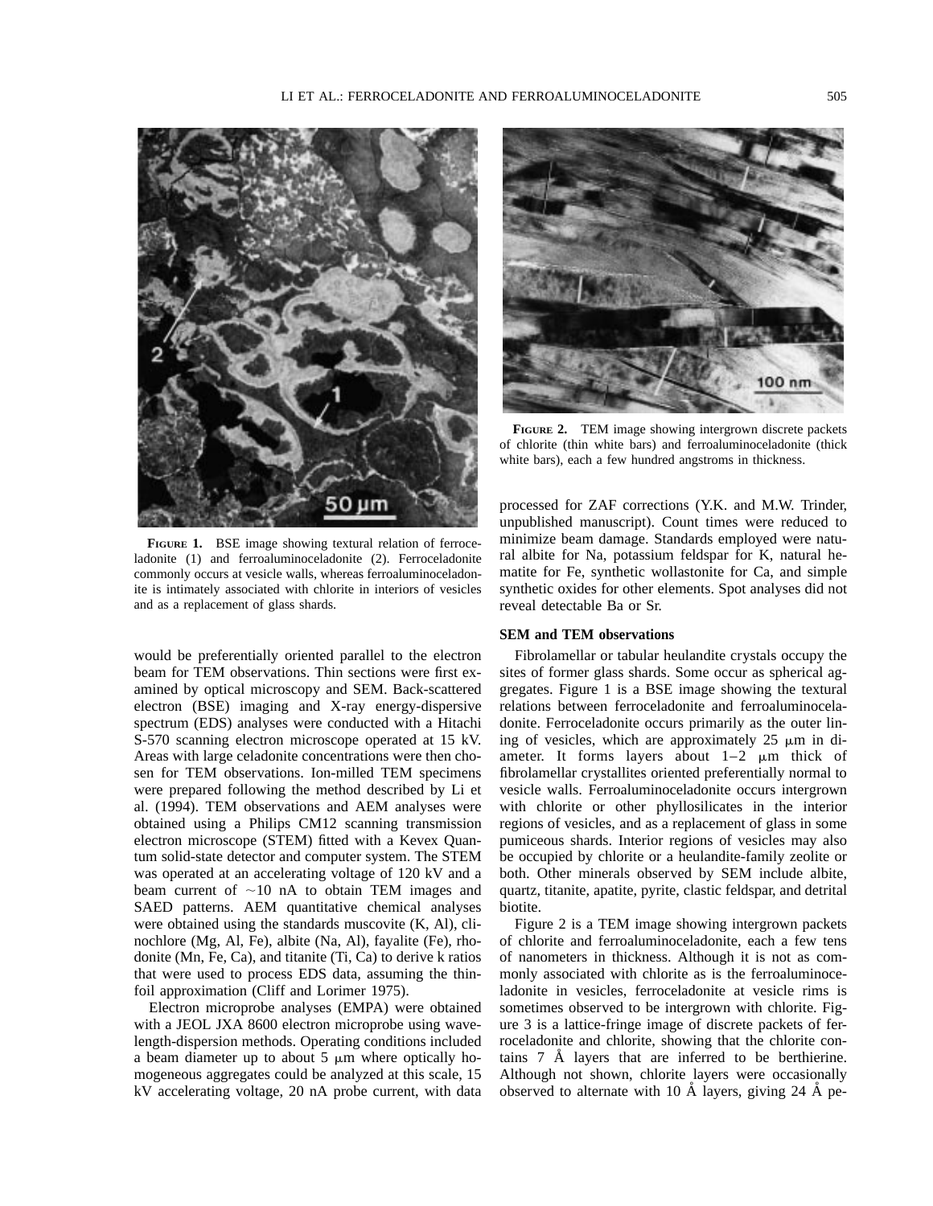**FIGURE 1.** BSE image showing textural relation of ferroceladonite (1) and ferroaluminoceladonite (2). Ferroceladonite commonly occurs at vesicle walls, whereas ferroaluminoceladonite is intimately associated with chlorite in interiors of vesicles and as a replacement of glass shards.

**FIGURE 2.** TEM image showing intergrown discrete packets of chlorite (thin white bars) and ferroaluminoceladonite (thick white bars), each a few hundred angstroms in thickness.

would be preferentially oriented parallel to the electron beam for TEM observations. Thin sections were first examined by optical microscopy and SEM. Back-scattered electron (BSE) imaging and X-ray energy-dispersive spectrum (EDS) analyses were conducted with a Hitachi S-570 scanning electron microscope operated at 15 kV. Areas with large celadonite concentrations were then chosen for TEM observations. Ion-milled TEM specimens were prepared following the method described by Li et al. (1994). TEM observations and AEM analyses were obtained using a Philips CM12 scanning transmission electron microscope (STEM) fitted with a Kevex Quantum solid-state detector and computer system. The STEM was operated at an accelerating voltage of 120 kV and a beam current of ~10 nA to obtain TEM images and SAED patterns. AEM quantitative chemical analyses were obtained using the standards muscovite (K, Al), clinochlore (Mg, Al, Fe), albite (Na, Al), fayalite (Fe), rhodonite (Mn, Fe, Ca), and titanite (Ti, Ca) to derive k ratios that were used to process EDS data, assuming the thin-foil approximation (Cliff and Lorimer 1975).

Electron microprobe analyses (EMPA) were obtained with a JEOL JXA 8600 electron microprobe using wavelength-dispersion methods. Operating conditions included a beam diameter up to about 5 μm where optically homogeneous aggregates could be analyzed at this scale, 15 kV accelerating voltage, 20 nA probe current, with data processed for ZAF corrections (Y.K. and M.W. Trinder, unpublished manuscript). Count times were reduced to minimize beam damage. Standards employed were natural albite for Na, potassium feldspar for K, natural hematite for Fe, synthetic wollastonite for Ca, and simple synthetic oxides for other elements. Spot analyses did not reveal detectable Ba or Sr.

### SEM and TEM observations

Fibrolamellar or tabular heulandite crystals occupy the sites of former glass shards. Some occur as spherical aggregates. Figure 1 is a BSE image showing the textural relations between ferroceladonite and ferroaluminoceladonite. Ferroceladonite occurs primarily as the outer lining of vesicles, which are approximately 25 μm in diameter. It forms layers about 1–2 μm thick of fibrolamellar crystallites oriented preferentially normal to vesicle walls. Ferroaluminoceladonite occurs intergrown with chlorite or other phyllosilicates in the interior regions of vesicles, and as a replacement of glass in some pumiceous shards. Interior regions of vesicles may also be occupied by chlorite or a heulandite-family zeolite or both. Other minerals observed by SEM include albite, quartz, titanite, apatite, pyrite, clastic feldspar, and detrital biotite.

Figure 2 is a TEM image showing intergrown packets of chlorite and ferroaluminoceladonite, each a few tens of nanometers in thickness. Although it is not as commonly associated with chlorite as is the ferroaluminoceladonite in vesicles, ferroceladonite at vesicle rims is sometimes observed to be intergrown with chlorite. Figure 3 is a lattice-fringe image of discrete packets of ferroceladonite and chlorite, showing that the chlorite contains 7 Å layers that are inferred to be berthierine. Although not shown, chlorite layers were occasionally observed to alternate with 10 Å layers, giving 24 Å pe-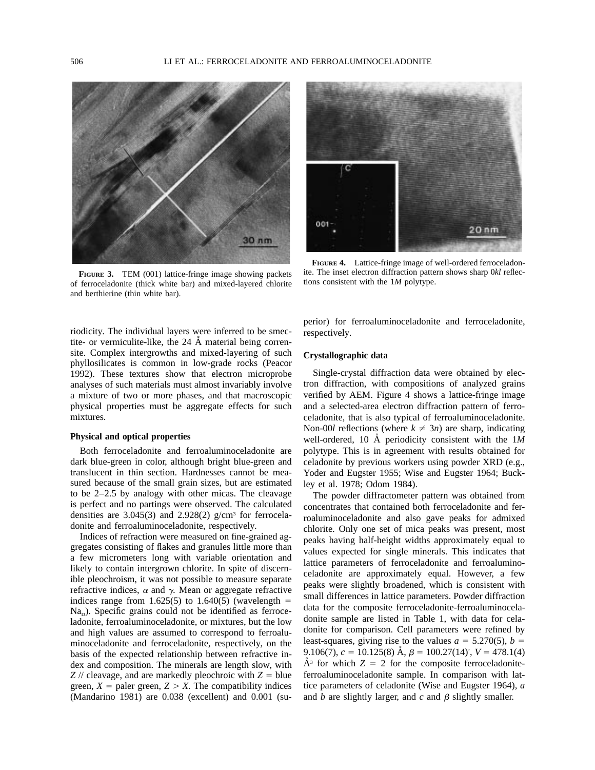**FIGURE 3.** TEM (001) lattice-fringe image showing packets of ferroceladonite (thick white bar) and mixed-layered chlorite and berthierine (thin white bar).

**FIGURE 4.** Lattice-fringe image of well-ordered ferroceladonite. The inset electron diffraction pattern shows sharp 0*kl* reflections consistent with the 1*M* polytype.

riodicity. The individual layers were inferred to be smectite- or vermiculite-like, the 24 Å material being corrensite. Complex intergrowths and mixed-layering of such phyllosilicates is common in low-grade rocks (Peacor 1992). These textures show that electron microprobe analyses of such materials must almost invariably involve a mixture of two or more phases, and that macroscopic physical properties must be aggregate effects for such mixtures.

### Physical and optical properties

Both ferroceladonite and ferroaluminoceladonite are dark blue-green in color, although bright blue-green and translucent in thin section. Hardnesses cannot be measured because of the small grain sizes, but are estimated to be 2–2.5 by analogy with other micas. The cleavage is perfect and no partings were observed. The calculated densities are 3.045(3) and 2.928(2) g/cm$^3$ for ferroceladonite and ferroaluminoceladonite, respectively.

Indices of refraction were measured on fine-grained aggregates consisting of flakes and granules little more than a few micrometers long with variable orientation and likely to contain intergrown chlorite. In spite of discernible pleochroism, it was not possible to measure separate refractive indices, $\alpha$ and $\gamma$. Mean or aggregate refractive indices range from 1.625(5) to 1.640(5) (wavelength = $Na_D$). Specific grains could not be identified as ferroceladonite, ferroaluminoceladonite, or mixtures, but the low and high values are assumed to correspond to ferroaluminoceladonite and ferroceladonite, respectively, on the basis of the expected relationship between refractive index and composition. The minerals are length slow, with $Z$ // cleavage, and are markedly pleochroic with $Z$ = blue green, $X$ = paler green, $Z > X$. The compatibility indices (Mandarino 1981) are 0.038 (excellent) and 0.001 (superior) for ferroaluminoceladonite and ferroceladonite, respectively.

### Crystallographic data

Single-crystal diffraction data were obtained by electron diffraction, with compositions of analyzed grains verified by AEM. Figure 4 shows a lattice-fringe image and a selected-area electron diffraction pattern of ferroceladonite, that is also typical of ferroaluminoceladonite. Non-00*l* reflections (where $k \neq 3n$) are sharp, indicating well-ordered, 10 Å periodicity consistent with the 1*M* polytype. This is in agreement with results obtained for celadonite by previous workers using powder XRD (e.g., Yoder and Eugster 1955; Wise and Eugster 1964; Buckley et al. 1978; Odom 1984).

The powder diffractometer pattern was obtained from concentrates that contained both ferroceladonite and ferroaluminoceladonite and also gave peaks for admixed chlorite. Only one set of mica peaks was present, most peaks having half-height widths approximately equal to values expected for single minerals. This indicates that lattice parameters of ferroceladonite and ferroaluminoceladonite are approximately equal. However, a few peaks were slightly broadened, which is consistent with small differences in lattice parameters. Powder diffraction data for the composite ferroceladonite-ferroaluminoceladonite sample are listed in Table 1, with data for celadonite for comparison. Cell parameters were refined by least-squares, giving rise to the values $a$ = 5.270(5), $b$ = 9.106(7), $c$ = 10.125(8) Å, $\beta$ = 100.27(14)°, $V$ = 478.1(4) Å$^3$ for which $Z$ = 2 for the composite ferroceladonite-ferroaluminoceladonite sample. In comparison with lattice parameters of celadonite (Wise and Eugster 1964), $a$ and $b$ are slightly larger, and $c$ and $\beta$ slightly smaller.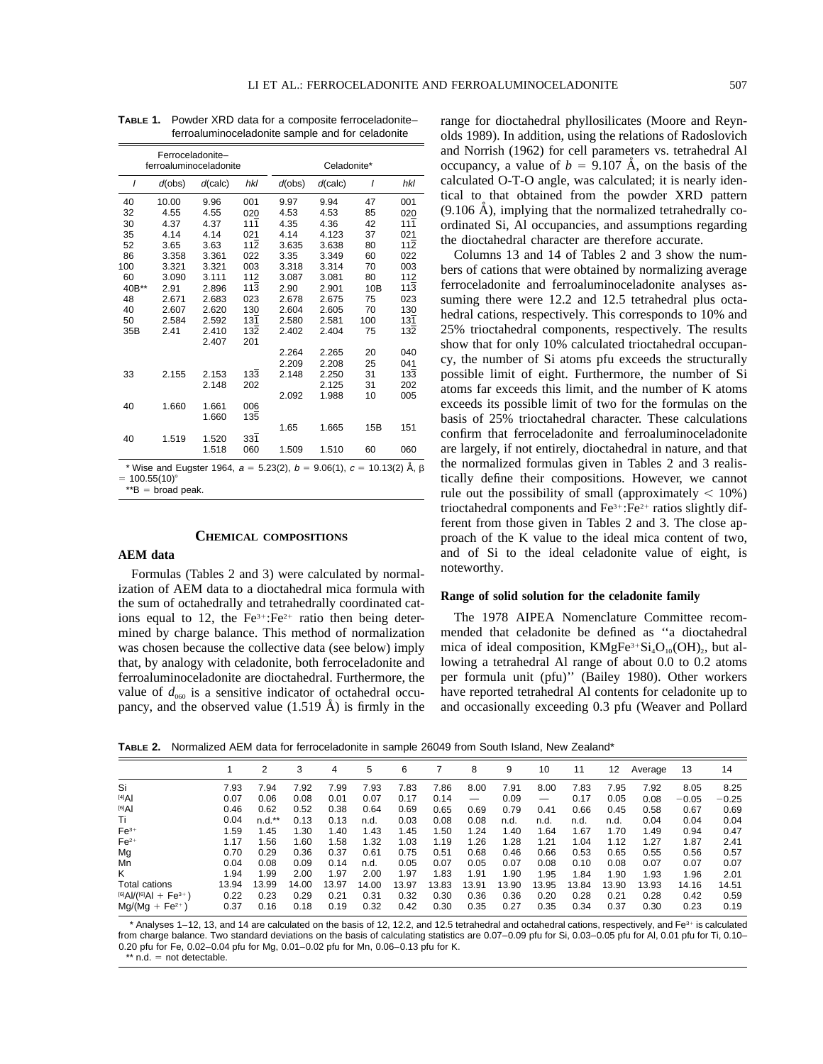**TABLE 1.** Powder XRD data for a composite ferroceladonite–ferroaluminoceladonite sample and for celadonite

| Ferroceladonite–ferroaluminoceladonite | | | | Celadonite* | | | |
|---|---|---|---|---|---|---|---|
| *I* | *d*(obs) | *d*(calc) | *hkl* | *d*(obs) | *d*(calc) | *I* | *hkl* |
| 40 | 10.00 | 9.96 | 001 | 9.97 | 9.94 | 47 | 001 |
| 32 | 4.55 | 4.55 | 020 | 4.53 | 4.53 | 85 | 020 |
| 30 | 4.37 | 4.37 | $11\bar{1}$ | 4.35 | 4.36 | 42 | $11\bar{1}$ |
| 35 | 4.14 | 4.14 | 021 | 4.14 | 4.123 | 37 | 021 |
| 52 | 3.65 | 3.63 | $11\bar{2}$ | 3.635 | 3.638 | 80 | $11\bar{2}$ |
| 86 | 3.358 | 3.361 | 022 | 3.35 | 3.349 | 60 | 022 |
| 100 | 3.321 | 3.321 | 003 | 3.318 | 3.314 | 70 | 003 |
| 60 | 3.090 | 3.111 | 112 | 3.087 | 3.081 | 80 | 112 |
| 40B** | 2.91 | 2.896 | $11\bar{3}$ | 2.90 | 2.901 | 10B | $11\bar{3}$ |
| 48 | 2.671 | 2.683 | 023 | 2.678 | 2.675 | 75 | 023 |
| 40 | 2.607 | 2.620 | 130 | 2.604 | 2.605 | 70 | 130 |
| 50 | 2.584 | 2.592 | $13\bar{1}$ | 2.580 | 2.581 | 100 | $13\bar{1}$ |
| 35B | 2.41 | 2.410 | $13\bar{2}$ | 2.402 | 2.404 | 75 | $13\bar{2}$ |
| | | 2.407 | 201 | | | | |
| | | | | 2.264 | 2.265 | 20 | 040 |
| | | | | 2.209 | 2.208 | 25 | 041 |
| 33 | 2.155 | 2.153 | $13\bar{3}$ | 2.148 | 2.250 | 31 | $13\bar{3}$ |
| | | 2.148 | 202 | | 2.125 | 31 | 202 |
| | | | | 2.092 | 1.988 | 10 | 005 |
| 40 | 1.660 | 1.661 | 006 | | | | |
| | | 1.660 | $13\bar{5}$ | | | | |
| | | | | 1.65 | 1.665 | 15B | 151 |
| 40 | 1.519 | 1.520 | $33\bar{1}$ | | | | |
| | | 1.518 | 060 | 1.509 | 1.510 | 60 | 060 |

\* Wise and Eugster 1964, $a$ = 5.23(2), $b$ = 9.06(1), $c$ = 10.13(2) Å, β = 100.55(10)°

** B = broad peak.

## CHEMICAL COMPOSITIONS

### AEM data

Formulas (Tables 2 and 3) were calculated by normalization of AEM data to a dioctahedral mica formula with the sum of octahedrally and tetrahedrally coordinated cations equal to 12, the $Fe^{3+}$:$Fe^{2+}$ ratio then being determined by charge balance. This method of normalization was chosen because the collective data (see below) imply that, by analogy with celadonite, both ferroceladonite and ferroaluminoceladonite are dioctahedral. Furthermore, the value of $d_{060}$ is a sensitive indicator of octahedral occupancy, and the observed value (1.519 Å) is firmly in the range for dioctahedral phyllosilicates (Moore and Reynolds 1989). In addition, using the relations of Radoslovich and Norrish (1962) for cell parameters vs. tetrahedral Al occupancy, a value of $b$ = 9.107 Å, on the basis of the calculated O-T-O angle, was calculated; it is nearly identical to that obtained from the powder XRD pattern (9.106 Å), implying that the normalized tetrahedrally coordinated Si, Al occupancies, and assumptions regarding the dioctahedral character are therefore accurate.

Columns 13 and 14 of Tables 2 and 3 show the numbers of cations that were obtained by normalizing average ferroceladonite and ferroaluminoceladonite analyses assuming there were 12.2 and 12.5 tetrahedral plus octahedral cations, respectively. This corresponds to 10% and 25% trioctahedral components, respectively. The results show that for only 10% calculated trioctahedral occupancy, the number of Si atoms pfu exceeds the structurally possible limit of eight. Furthermore, the number of Si atoms far exceeds this limit, and the number of K atoms exceeds its possible limit of two for the formulas on the basis of 25% trioctahedral character. These calculations confirm that ferroceladonite and ferroaluminoceladonite are largely, if not entirely, dioctahedral in nature, and that the normalized formulas given in Tables 2 and 3 realistically define their compositions. However, we cannot rule out the possibility of small (approximately < 10%) trioctahedral components and $Fe^{3+}$:$Fe^{2+}$ ratios slightly different from those given in Tables 2 and 3. The close approach of the K value to the ideal mica content of two, and of Si to the ideal celadonite value of eight, is noteworthy.

### Range of solid solution for the celadonite family

The 1978 AIPEA Nomenclature Committee recommended that celadonite be defined as "a dioctahedral mica of ideal composition, $KMgFe^{3+}Si_4O_{10}(OH)_2$, but allowing a tetrahedral Al range of about 0.0 to 0.2 atoms per formula unit (pfu)" (Bailey 1980). Other workers have reported tetrahedral Al contents for celadonite up to and occasionally exceeding 0.3 pfu (Weaver and Pollard

**TABLE 2.** Normalized AEM data for ferroceladonite in sample 26049 from South Island, New Zealand*

| | 1 | 2 | 3 | 4 | 5 | 6 | 7 | 8 | 9 | 10 | 11 | 12 | Average | 13 | 14 |
|---|---|---|---|---|---|---|---|---|---|---|---|---|---|---|---|
| Si | 7.93 | 7.94 | 7.92 | 7.99 | 7.93 | 7.83 | 7.86 | 8.00 | 7.91 | 8.00 | 7.83 | 7.95 | 7.92 | 8.05 | 8.25 |
| [4]Al | 0.07 | 0.06 | 0.08 | 0.01 | 0.07 | 0.17 | 0.14 | — | 0.09 | — | 0.17 | 0.05 | 0.08 | −0.05 | −0.25 |
| [6]Al | 0.46 | 0.62 | 0.52 | 0.38 | 0.64 | 0.69 | 0.65 | 0.69 | 0.79 | 0.41 | 0.66 | 0.45 | 0.58 | 0.67 | 0.69 |
| Ti | 0.04 | n.d.** | 0.13 | 0.13 | n.d. | 0.03 | 0.08 | 0.08 | n.d. | n.d. | n.d. | n.d. | 0.04 | 0.04 | 0.04 |
| $Fe^{3+}$ | 1.59 | 1.45 | 1.30 | 1.40 | 1.43 | 1.45 | 1.50 | 1.24 | 1.40 | 1.64 | 1.67 | 1.70 | 1.49 | 0.94 | 0.47 |
| $Fe^{2+}$ | 1.17 | 1.56 | 1.60 | 1.58 | 1.32 | 1.03 | 1.19 | 1.26 | 1.28 | 1.21 | 1.04 | 1.12 | 1.27 | 1.87 | 2.41 |
| Mg | 0.70 | 0.29 | 0.36 | 0.37 | 0.61 | 0.75 | 0.51 | 0.68 | 0.46 | 0.66 | 0.53 | 0.65 | 0.55 | 0.56 | 0.57 |
| Mn | 0.04 | 0.08 | 0.09 | 0.14 | n.d. | 0.05 | 0.07 | 0.05 | 0.07 | 0.08 | 0.10 | 0.08 | 0.07 | 0.07 | 0.07 |
| K | 1.94 | 1.99 | 2.00 | 1.97 | 2.00 | 1.97 | 1.83 | 1.91 | 1.90 | 1.95 | 1.84 | 1.90 | 1.93 | 1.96 | 2.01 |
| Total cations | 13.94 | 13.99 | 14.00 | 13.97 | 14.00 | 13.97 | 13.83 | 13.91 | 13.90 | 13.95 | 13.84 | 13.90 | 13.93 | 14.16 | 14.51 |
| [6]Al/([6]Al + $Fe^{3+}$) | 0.22 | 0.30 | 0.29 | 0.21 | 0.31 | 0.32 | 0.30 | 0.36 | 0.36 | 0.20 | 0.28 | 0.21 | 0.28 | 0.42 | 0.59 |
| Mg/(Mg + $Fe^{2+}$) | 0.37 | 0.16 | 0.18 | 0.19 | 0.32 | 0.42 | 0.30 | 0.35 | 0.27 | 0.35 | 0.34 | 0.37 | 0.30 | 0.23 | 0.19 |

\* Analyses 1–12, 13, and 14 are calculated on the basis of 12, 12.2, and 12.5 tetrahedral and octahedral cations, respectively, and $Fe^{3+}$ is calculated from charge balance. Two standard deviations on the basis of calculating statistics are 0.07–0.09 pfu for Si, 0.03–0.05 pfu for Al, 0.01 pfu for Ti, 0.10–0.20 pfu for Fe, 0.02–0.04 pfu for Mg, 0.01–0.02 pfu for Mn, 0.06–0.13 pfu for K.

** n.d. = not detectable.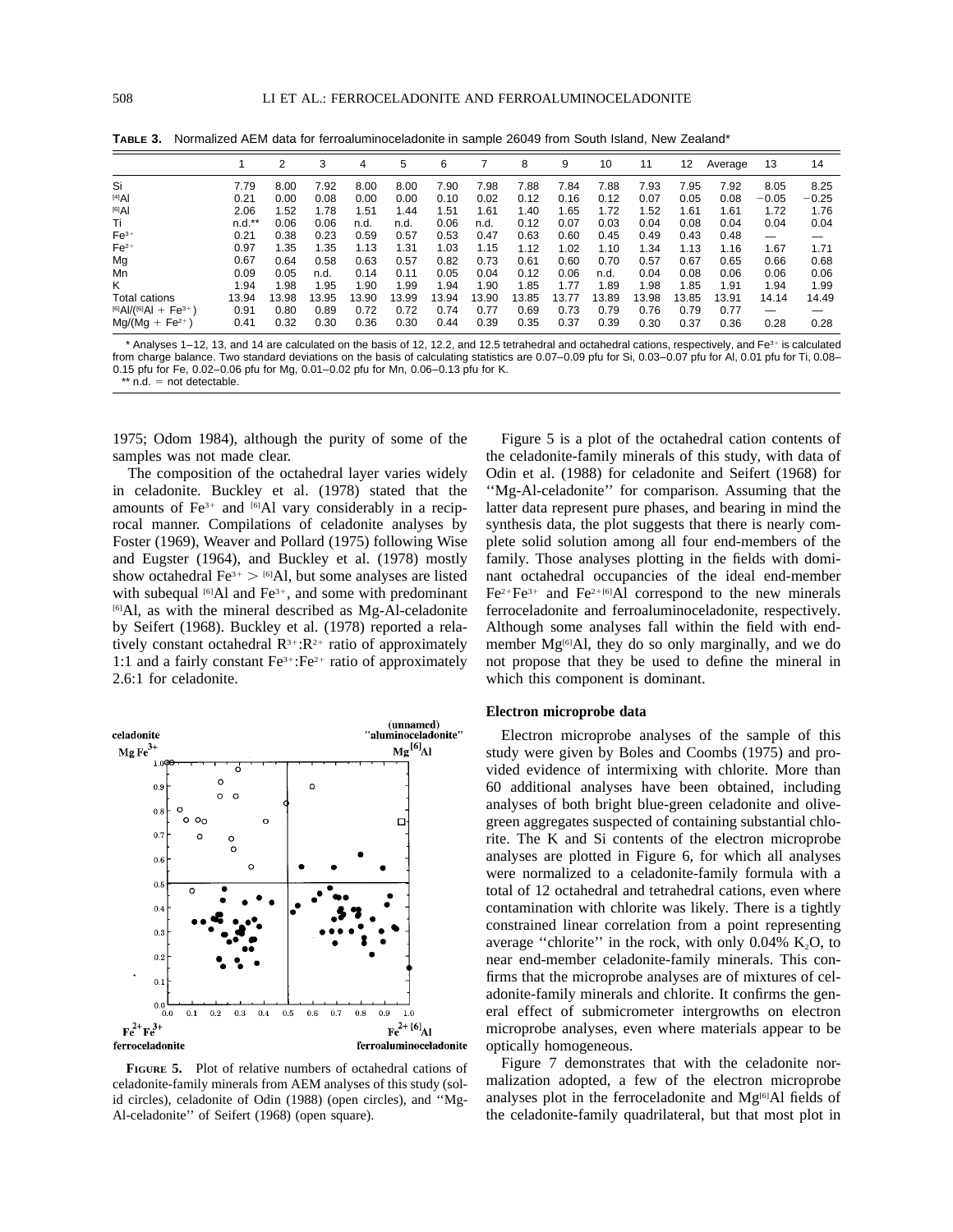**TABLE 3.** Normalized AEM data for ferroaluminoceladonite in sample 26049 from South Island, New Zealand*

| | 1 | 2 | 3 | 4 | 5 | 6 | 7 | 8 | 9 | 10 | 11 | 12 | Average | 13 | 14 |
|---|---|---|---|---|---|---|---|---|---|---|---|---|---|---|---|
| Si | 7.79 | 8.00 | 7.92 | 8.00 | 8.00 | 7.90 | 7.98 | 7.88 | 7.84 | 7.88 | 7.93 | 7.95 | 7.92 | 8.05 | 8.25 |
| $^{[4]}Al$ | 0.21 | 0.00 | 0.08 | 0.00 | 0.00 | 0.10 | 0.02 | 0.12 | 0.16 | 0.12 | 0.07 | 0.05 | 0.08 | −0.05 | −0.25 |
| $^{[6]}Al$ | 2.06 | 1.52 | 1.78 | 1.51 | 1.44 | 1.51 | 1.61 | 1.40 | 1.65 | 1.72 | 1.52 | 1.61 | 1.61 | 1.72 | 1.76 |
| Ti | n.d.** | 0.06 | 0.06 | n.d. | n.d. | 0.06 | n.d. | 0.12 | 0.07 | 0.03 | 0.04 | 0.08 | 0.04 | 0.04 | 0.04 |
| $Fe^{3+}$ | 0.21 | 0.38 | 0.23 | 0.59 | 0.57 | 0.53 | 0.47 | 0.63 | 0.60 | 0.45 | 0.49 | 0.43 | 0.48 | — | — |
| $Fe^{2+}$ | 0.97 | 1.35 | 1.35 | 1.13 | 1.31 | 1.03 | 1.15 | 1.12 | 1.02 | 1.10 | 1.34 | 1.13 | 1.16 | 1.67 | 1.71 |
| Mg | 0.67 | 0.64 | 0.58 | 0.63 | 0.57 | 0.82 | 0.73 | 0.61 | 0.60 | 0.70 | 0.57 | 0.67 | 0.65 | 0.66 | 0.68 |
| Mn | 0.09 | 0.05 | n.d. | 0.14 | 0.11 | 0.05 | 0.04 | 0.12 | 0.06 | n.d. | 0.04 | 0.08 | 0.06 | 0.06 | 0.06 |
| K | 1.94 | 1.98 | 1.95 | 1.90 | 1.99 | 1.94 | 1.90 | 1.85 | 1.77 | 1.89 | 1.98 | 1.85 | 1.91 | 1.94 | 1.99 |
| Total cations | 13.94 | 13.98 | 13.95 | 13.90 | 13.99 | 13.94 | 13.90 | 13.85 | 13.77 | 13.89 | 13.98 | 13.85 | 13.91 | 14.14 | 14.49 |
| $^{[6]}Al/(^{[6]}Al + Fe^{3+})$ | 0.91 | 0.80 | 0.89 | 0.72 | 0.72 | 0.74 | 0.77 | 0.69 | 0.73 | 0.79 | 0.76 | 0.79 | 0.77 | — | — |
| $Mg/(Mg + Fe^{2+})$ | 0.41 | 0.32 | 0.30 | 0.36 | 0.30 | 0.44 | 0.39 | 0.35 | 0.37 | 0.39 | 0.30 | 0.37 | 0.36 | 0.28 | 0.28 |

* Analyses 1–12, 13, and 14 are calculated on the basis of 12, 12.2, and 12.5 tetrahedral and octahedral cations, respectively, and $Fe^{3+}$ is calculated from charge balance. Two standard deviations on the basis of calculating statistics are 0.07–0.09 pfu for Si, 0.03–0.07 pfu for Al, 0.01 pfu for Ti, 0.08–0.15 pfu for Fe, 0.02–0.06 pfu for Mg, 0.01–0.02 pfu for Mn, 0.06–0.13 pfu for K.
** n.d. = not detectable.

1975; Odom 1984), although the purity of some of the samples was not made clear.

The composition of the octahedral layer varies widely in celadonite. Buckley et al. (1978) stated that the amounts of $Fe^{3+}$ and $^{[6]}Al$ vary considerably in a reciprocal manner. Compilations of celadonite analyses by Foster (1969), Weaver and Pollard (1975) following Wise and Eugster (1964), and Buckley et al. (1978) mostly show octahedral $Fe^{3+} > {}^{[6]}Al$, but some analyses are listed with subequal $^{[6]}Al$ and $Fe^{3+}$, and some with predominant $^{[6]}Al$, as with the mineral described as Mg-Al-celadonite by Seifert (1968). Buckley et al. (1978) reported a relatively constant octahedral $R^{3+}$:$R^{2+}$ ratio of approximately 1:1 and a fairly constant $Fe^{3+}$:$Fe^{2+}$ ratio of approximately 2.6:1 for celadonite.

**FIGURE 5.** Plot of relative numbers of octahedral cations of celadonite-family minerals from AEM analyses of this study (solid circles), celadonite of Odin (1988) (open circles), and "Mg-Al-celadonite" of Seifert (1968) (open square).

Figure 5 is a plot of the octahedral cation contents of the celadonite-family minerals of this study, with data of Odin et al. (1988) for celadonite and Seifert (1968) for "Mg-Al-celadonite" for comparison. Assuming that the latter data represent pure phases, and bearing in mind the synthesis data, the plot suggests that there is nearly complete solid solution among all four end-members of the family. Those analyses plotting in the fields with dominant octahedral occupancies of the ideal end-member $Fe^{2+}Fe^{3+}$ and $Fe^{2+[6]}Al$ correspond to the new minerals ferroceladonite and ferroaluminoceladonite, respectively. Although some analyses fall within the field with end-member $Mg^{[6]}Al$, they do so only marginally, and we do not propose that they be used to define the mineral in which this component is dominant.

### Electron microprobe data

Electron microprobe analyses of the sample of this study were given by Boles and Coombs (1975) and provided evidence of intermixing with chlorite. More than 60 additional analyses have been obtained, including analyses of both bright blue-green celadonite and olive-green aggregates suspected of containing substantial chlorite. The K and Si contents of the electron microprobe analyses are plotted in Figure 6, for which all analyses were normalized to a celadonite-family formula with a total of 12 octahedral and tetrahedral cations, even where contamination with chlorite was likely. There is a tightly constrained linear correlation from a point representing average "chlorite" in the rock, with only 0.04% $K_2O$, to near end-member celadonite-family minerals. This confirms that the microprobe analyses are of mixtures of celadonite-family minerals and chlorite. It confirms the general effect of submicrometer intergrowths on electron microprobe analyses, even where materials appear to be optically homogeneous.

Figure 7 demonstrates that with the celadonite normalization adopted, a few of the electron microprobe analyses plot in the ferroceladonite and $Mg^{[6]}Al$ fields of the celadonite-family quadrilateral, but that most plot in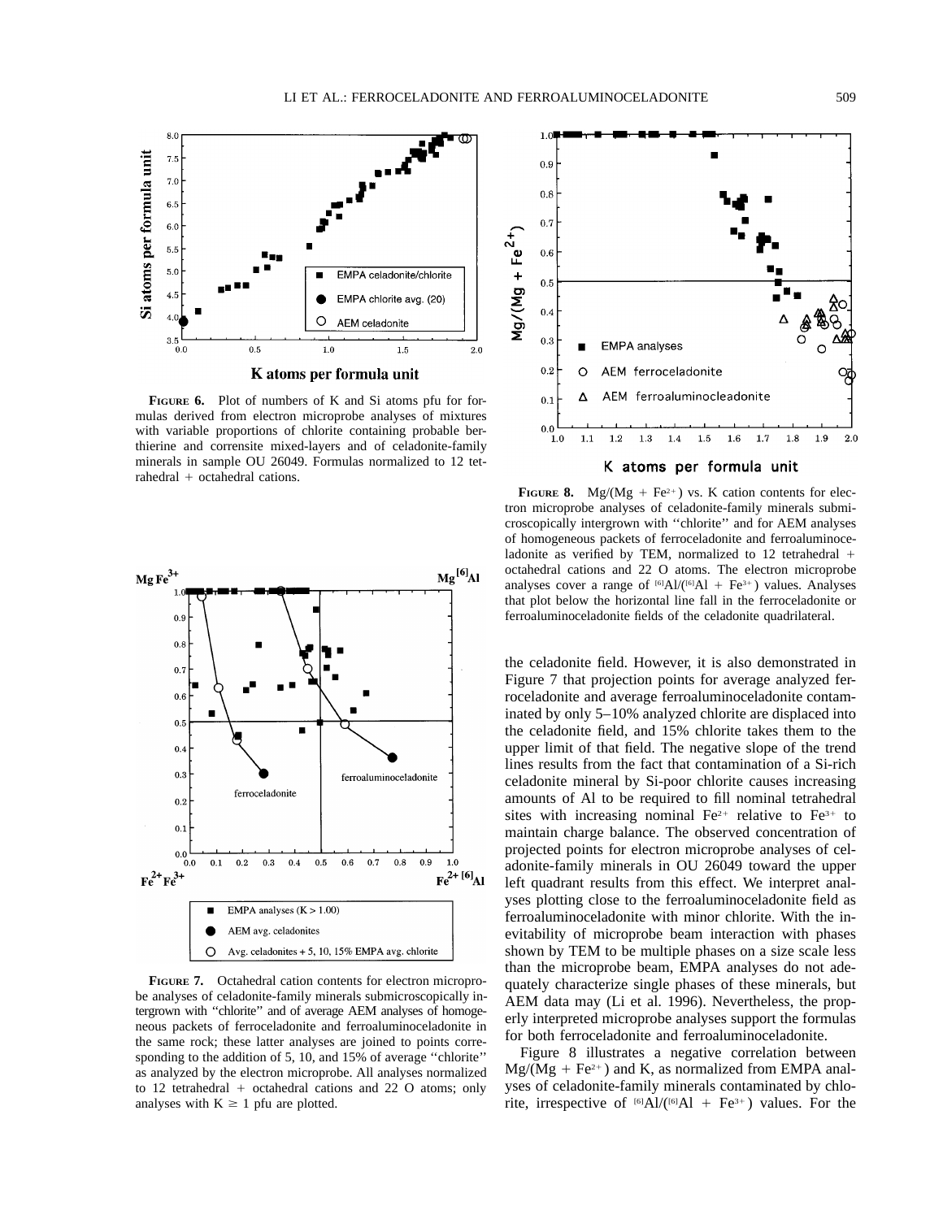**FIGURE 6.** Plot of numbers of K and Si atoms pfu for formulas derived from electron microprobe analyses of mixtures with variable proportions of chlorite containing probable berthierine and corrensite mixed-layers and of celadonite-family minerals in sample OU 26049. Formulas normalized to 12 tetrahedral + octahedral cations.

**FIGURE 7.** Octahedral cation contents for electron microprobe analyses of celadonite-family minerals submicroscopically intergrown with "chlorite" and of average AEM analyses of homogeneous packets of ferroceladonite and ferroaluminoceladonite in the same rock; these latter analyses are joined to points corresponding to the addition of 5, 10, and 15% of average "chlorite" as analyzed by the electron microprobe. All analyses normalized to 12 tetrahedral + octahedral cations and 22 O atoms; only analyses with K ≥ 1 pfu are plotted.

**FIGURE 8.** $Mg/(Mg + Fe^{2+})$ vs. K cation contents for electron microprobe analyses of celadonite-family minerals submicroscopically intergrown with "chlorite" and for AEM analyses of homogeneous packets of ferroceladonite and ferroaluminoceladonite as verified by TEM, normalized to 12 tetrahedral + octahedral cations and 22 O atoms. The electron microprobe analyses cover a range of $^{[6]}Al/(^{[6]}Al + Fe^{3+})$ values. Analyses that plot below the horizontal line fall in the ferroceladonite or ferroaluminoceladonite fields of the celadonite quadrilateral.

the celadonite field. However, it is also demonstrated in Figure 7 that projection points for average analyzed ferroceladonite and average ferroaluminoceladonite contaminated by only 5–10% analyzed chlorite are displaced into the celadonite field, and 15% chlorite takes them to the upper limit of that field. The negative slope of the trend lines results from the fact that contamination of a Si-rich celadonite mineral by Si-poor chlorite causes increasing amounts of Al to be required to fill nominal tetrahedral sites with increasing nominal $Fe^{2+}$ relative to $Fe^{3+}$ to maintain charge balance. The observed concentration of projected points for electron microprobe analyses of celadonite-family minerals in OU 26049 toward the upper left quadrant results from this effect. We interpret analyses plotting close to the ferroaluminoceladonite field as ferroaluminoceladonite with minor chlorite. With the inevitability of microprobe beam interaction with phases shown by TEM to be multiple phases on a size scale less than the microprobe beam, EMPA analyses do not adequately characterize single phases of these minerals, but AEM data may (Li et al. 1996). Nevertheless, the properly interpreted microprobe analyses support the formulas for both ferroceladonite and ferroaluminoceladonite.

Figure 8 illustrates a negative correlation between $Mg/(Mg + Fe^{2+})$ and K, as normalized from EMPA analyses of celadonite-family minerals contaminated by chlorite, irrespective of $^{[6]}Al/(^{[6]}Al + Fe^{3+})$ values. For the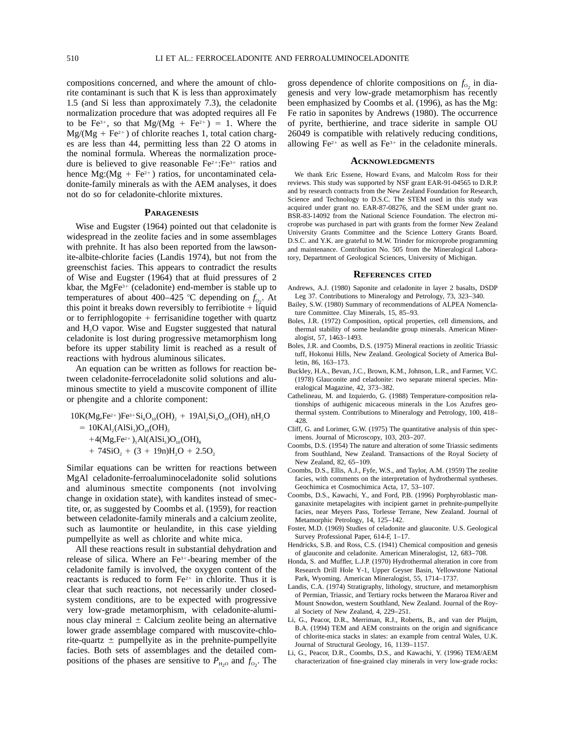compositions concerned, and where the amount of chlorite contaminant is such that K is less than approximately 1.5 (and Si less than approximately 7.3), the celadonite normalization procedure that was adopted requires all Fe to be $Fe^{3+}$, so that $Mg/(Mg + Fe^{2+}) = 1$. Where the $Mg/(Mg + Fe^{2+})$ of chlorite reaches 1, total cation charges are less than 44, permitting less than 22 O atoms in the nominal formula. Whereas the normalization procedure is believed to give reasonable $Fe^{2+}$:$Fe^{3+}$ ratios and hence $Mg:(Mg + Fe^{2+})$ ratios, for uncontaminated celadonite-family minerals as with the AEM analyses, it does not do so for celadonite-chlorite mixtures.

## Paragenesis

Wise and Eugster (1964) pointed out that celadonite is widespread in the zeolite facies and in some assemblages with prehnite. It has also been reported from the lawsonite-albite-chlorite facies (Landis 1974), but not from the greenschist facies. This appears to contradict the results of Wise and Eugster (1964) that at fluid pressures of 2 kbar, the $MgFe^{3+}$ (celadonite) end-member is stable up to temperatures of about 400–425 °C depending on $f_{O_2}$. At this point it breaks down reversibly to ferribiotite + liquid or to ferriphlogopite + ferrisanidine together with quartz and $H_2O$ vapor. Wise and Eugster suggested that natural celadonite is lost during progressive metamorphism long before its upper stability limit is reached as a result of reactions with hydrous aluminous silicates.

An equation can be written as follows for reaction between celadonite-ferroceladonite solid solutions and aluminous smectite to yield a muscovite component of illite or phengite and a chlorite component:

$$
\begin{aligned}
&10K(Mg,Fe^{2+})Fe^{3+}Si_4O_{10}(OH)_2 + 19Al_2Si_4O_{10}(OH)_2 \cdot nH_2O \\
&= 10KAl_2(AlSi_3)O_{10}(OH)_2 \\
&\quad + 4(Mg,Fe^{2+})_5Al(AlSi_3)O_{10}(OH)_8 \\
&\quad + 74SiO_2 + (3 + 19n)H_2O + 2.5O_2
\end{aligned}
$$

Similar equations can be written for reactions between MgAl celadonite-ferroaluminoceladonite solid solutions and aluminous smectite components (not involving change in oxidation state), with kandites instead of smectite, or, as suggested by Coombs et al. (1959), for reaction between celadonite-family minerals and a calcium zeolite, such as laumontite or heulandite, in this case yielding pumpellyite as well as chlorite and white mica.

All these reactions result in substantial dehydration and release of silica. Where an $Fe^{3+}$-bearing member of the celadonite family is involved, the oxygen content of the reactants is reduced to form $Fe^{2+}$ in chlorite. Thus it is clear that such reactions, not necessarily under closed-system conditions, are to be expected with progressive very low-grade metamorphism, with celadonite-aluminous clay mineral ± Calcium zeolite being an alternative lower grade assemblage compared with muscovite-chlorite-quartz ± pumpellyite as in the prehnite-pumpellyite facies. Both sets of assemblages and the detailed compositions of the phases are sensitive to $P_{H_2O}$ and $f_{O_2}$. The gross dependence of chlorite compositions on $f_{O_2}$ in diagenesis and very low-grade metamorphism has recently been emphasized by Coombs et al. (1996), as has the Mg:Fe ratio in saponites by Andrews (1980). The occurrence of pyrite, berthierine, and trace siderite in sample OU 26049 is compatible with relatively reducing conditions, allowing $Fe^{2+}$ as well as $Fe^{3+}$ in the celadonite minerals.

## Acknowledgments

We thank Eric Essene, Howard Evans, and Malcolm Ross for their reviews. This study was supported by NSF grant EAR-91-04565 to D.R.P. and by research contracts from the New Zealand Foundation for Research, Science and Technology to D.S.C. The STEM used in this study was acquired under grant no. EAR-87-08276, and the SEM under grant no. BSR-83-14092 from the National Science Foundation. The electron microprobe was purchased in part with grants from the former New Zealand University Grants Committee and the Science Lottery Grants Board. D.S.C. and Y.K. are grateful to M.W. Trinder for microprobe programming and maintenance. Contribution No. 505 from the Mineralogical Laboratory, Department of Geological Sciences, University of Michigan.

## References cited

Andrews, A.J. (1980) Saponite and celadonite in layer 2 basalts, DSDP Leg 37. Contributions to Mineralogy and Petrology, 73, 323–340.

Bailey, S.W. (1980) Summary of recommendations of ALPEA Nomenclature Committee. Clay Minerals, 15, 85–93.

Boles, J.R. (1972) Composition, optical properties, cell dimensions, and thermal stability of some heulandite group minerals. American Mineralogist, 57, 1463–1493.

Boles, J.R. and Coombs, D.S. (1975) Mineral reactions in zeolitic Triassic tuff, Hokonui Hills, New Zealand. Geological Society of America Bulletin, 86, 163–173.

Buckley, H.A., Bevan, J.C., Brown, K.M., Johnson, L.R., and Farmer, V.C. (1978) Glauconite and celadonite: two separate mineral species. Mineralogical Magazine, 42, 373–382.

Cathelineau, M. and Izquierdo, G. (1988) Temperature-composition relationships of authigenic micaceous minerals in the Los Azufres geothermal system. Contributions to Mineralogy and Petrology, 100, 418–428.

Cliff, G. and Lorimer, G.W. (1975) The quantitative analysis of thin specimens. Journal of Microscopy, 103, 203–207.

Coombs, D.S. (1954) The nature and alteration of some Triassic sediments from Southland, New Zealand. Transactions of the Royal Society of New Zealand, 82, 65–109.

Coombs, D.S., Ellis, A.J., Fyfe, W.S., and Taylor, A.M. (1959) The zeolite facies, with comments on the interpretation of hydrothermal syntheses. Geochimica et Cosmochimica Acta, 17, 53–107.

Coombs, D.S., Kawachi, Y., and Ford, P.B. (1996) Porphyroblastic manganaxinite metapelagites with incipient garnet in prehnite-pumpellyite facies, near Meyers Pass, Torlesse Terrane, New Zealand. Journal of Metamorphic Petrology, 14, 125–142.

Foster, M.D. (1969) Studies of celadonite and glauconite. U.S. Geological Survey Professional Paper, 614-F, 1–17.

Hendricks, S.B. and Ross, C.S. (1941) Chemical composition and genesis of glauconite and celadonite. American Mineralogist, 12, 683–708.

Honda, S. and Muffler, L.J.P. (1970) Hydrothermal alteration in core from Research Drill Hole Y-1, Upper Geyser Basin, Yellowstone National Park, Wyoming. American Mineralogist, 55, 1714–1737.

Landis, C.A. (1974) Stratigraphy, lithology, structure, and metamorphism of Permian, Triassic, and Tertiary rocks between the Mararoa River and Mount Snowdon, western Southland, New Zealand. Journal of the Royal Society of New Zealand, 4, 229–251.

Li, G., Peacor, D.R., Merriman, R.J., Roberts, B., and van der Pluijm, B.A. (1994) TEM and AEM constraints on the origin and significance of chlorite-mica stacks in slates: an example from central Wales, U.K. Journal of Structural Geology, 16, 1139–1157.

Li, G., Peacor, D.R., Coombs, D.S., and Kawachi, Y. (1996) TEM/AEM characterization of fine-grained clay minerals in very low-grade rocks: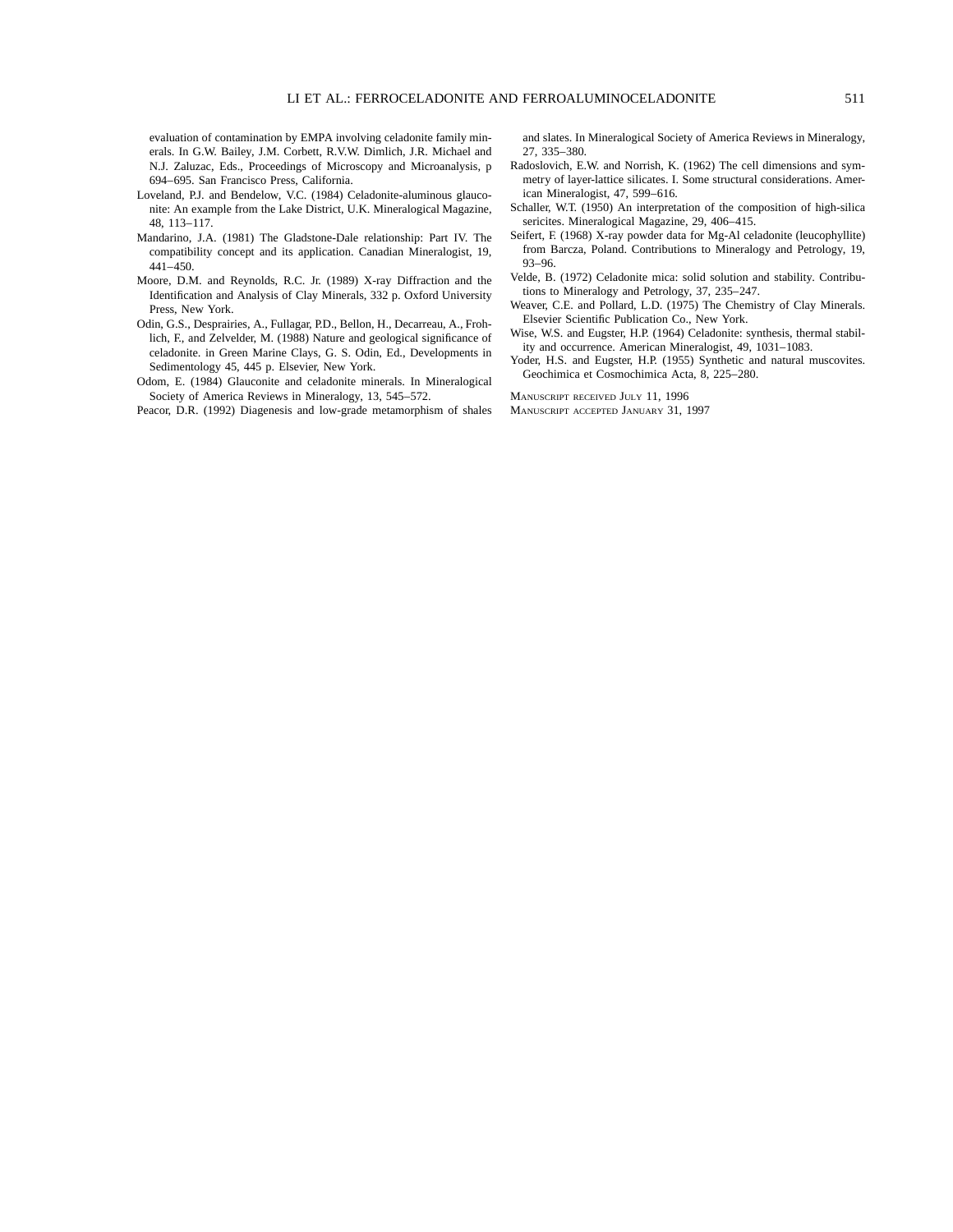evaluation of contamination by EMPA involving celadonite family minerals. In G.W. Bailey, J.M. Corbett, R.V.W. Dimlich, J.R. Michael and N.J. Zaluzac, Eds., Proceedings of Microscopy and Microanalysis, p 694–695. San Francisco Press, California.

Loveland, P.J. and Bendelow, V.C. (1984) Celadonite-aluminous glauconite: An example from the Lake District, U.K. Mineralogical Magazine, 48, 113–117.

Mandarino, J.A. (1981) The Gladstone-Dale relationship: Part IV. The compatibility concept and its application. Canadian Mineralogist, 19, 441–450.

Moore, D.M. and Reynolds, R.C. Jr. (1989) X-ray Diffraction and the Identification and Analysis of Clay Minerals, 332 p. Oxford University Press, New York.

Odin, G.S., Desprairies, A., Fullagar, P.D., Bellon, H., Decarreau, A., Frohlich, F., and Zelvelder, M. (1988) Nature and geological significance of celadonite. in Green Marine Clays, G. S. Odin, Ed., Developments in Sedimentology 45, 445 p. Elsevier, New York.

Odom, E. (1984) Glauconite and celadonite minerals. In Mineralogical Society of America Reviews in Mineralogy, 13, 545–572.

Peacor, D.R. (1992) Diagenesis and low-grade metamorphism of shales and slates. In Mineralogical Society of America Reviews in Mineralogy, 27, 335–380.

Radoslovich, E.W. and Norrish, K. (1962) The cell dimensions and symmetry of layer-lattice silicates. I. Some structural considerations. American Mineralogist, 47, 599–616.

Schaller, W.T. (1950) An interpretation of the composition of high-silica sericites. Mineralogical Magazine, 29, 406–415.

Seifert, F. (1968) X-ray powder data for Mg-Al celadonite (leucophyllite) from Barcza, Poland. Contributions to Mineralogy and Petrology, 19, 93–96.

Velde, B. (1972) Celadonite mica: solid solution and stability. Contributions to Mineralogy and Petrology, 37, 235–247.

Weaver, C.E. and Pollard, L.D. (1975) The Chemistry of Clay Minerals. Elsevier Scientific Publication Co., New York.

Wise, W.S. and Eugster, H.P. (1964) Celadonite: synthesis, thermal stability and occurrence. American Mineralogist, 49, 1031–1083.

Yoder, H.S. and Eugster, H.P. (1955) Synthetic and natural muscovites. Geochimica et Cosmochimica Acta, 8, 225–280.

Manuscript received July 11, 1996
Manuscript accepted January 31, 1997